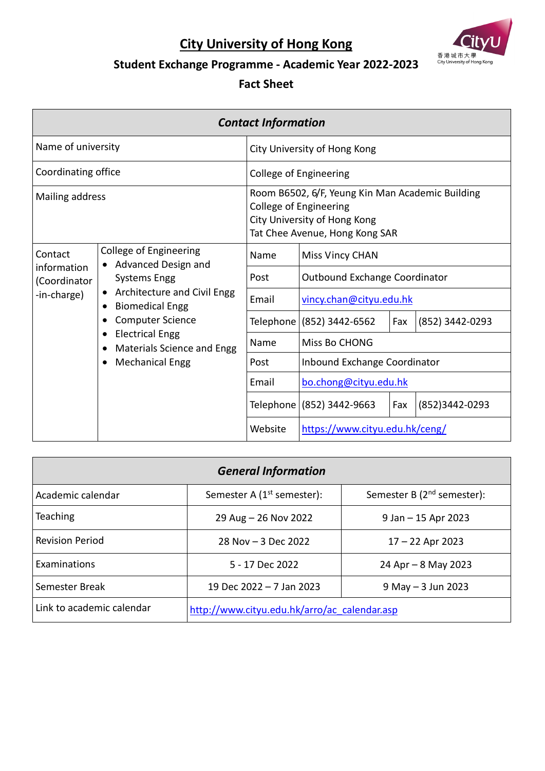# City University of Hong Kong

## Student Exchange Programme - Academic Year 2022-2023

## Fact Sheet

| *Contact Information* | | | | | |
|---|---|---|---|---|---|
| Name of university | | City University of Hong Kong | | | |
| Coordinating office | | College of Engineering | | | |
| Mailing address | | Room B6502, 6/F, Yeung Kin Man Academic Building<br>College of Engineering<br>City University of Hong Kong<br>Tat Chee Avenue, Hong Kong SAR | | | |
| Contact information (Coordinator-in-charge) | College of Engineering<br>• Advanced Design and Systems Engg<br>• Architecture and Civil Engg<br>• Biomedical Engg<br>• Computer Science<br>• Electrical Engg<br>• Materials Science and Engg<br>• Mechanical Engg | Name | Miss Vincy CHAN | | |
| | | Post | Outbound Exchange Coordinator | | |
| | | Email | vincy.chan@cityu.edu.hk | | |
| | | Telephone | (852) 3442-6562 | Fax | (852) 3442-0293 |
| | | Name | Miss Bo CHONG | | |
| | | Post | Inbound Exchange Coordinator | | |
| | | Email | bo.chong@cityu.edu.hk | | |
| | | Telephone | (852) 3442-9663 | Fax | (852)3442-0293 |
| | | Website | https://www.cityu.edu.hk/ceng/ | | |

| *General Information* | | |
|---|---|---|
| Academic calendar | Semester A (1st semester): | Semester B (2nd semester): |
| Teaching | 29 Aug – 26 Nov 2022 | 9 Jan – 15 Apr 2023 |
| Revision Period | 28 Nov – 3 Dec 2022 | 17 – 22 Apr 2023 |
| Examinations | 5 - 17 Dec 2022 | 24 Apr – 8 May 2023 |
| Semester Break | 19 Dec 2022 – 7 Jan 2023 | 9 May – 3 Jun 2023 |
| Link to academic calendar | http://www.cityu.edu.hk/arro/ac_calendar.asp | |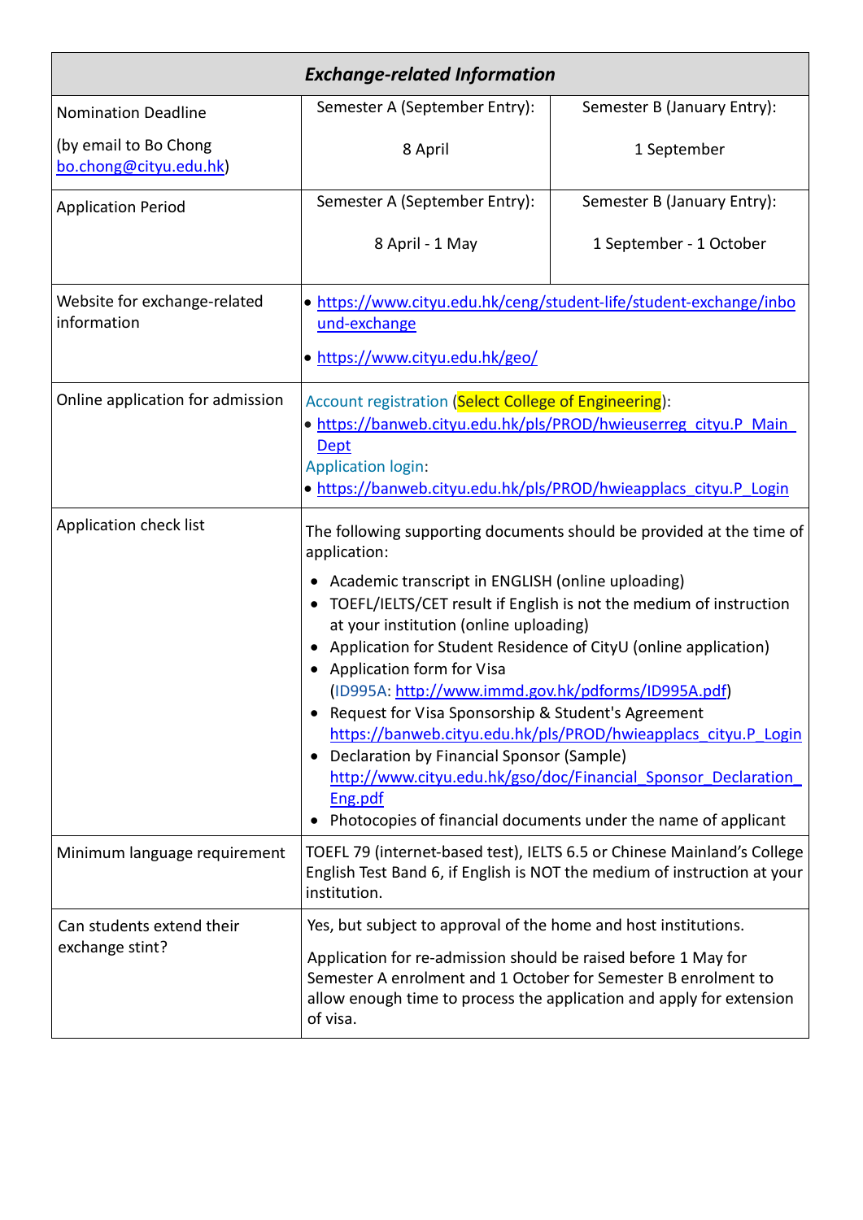| *Exchange-related Information* | | |
|---|---|---|
| Nomination Deadline<br><br>(by email to Bo Chong bo.chong@cityu.edu.hk) | Semester A (September Entry):<br><br>8 April | Semester B (January Entry):<br><br>1 September |
| Application Period | Semester A (September Entry):<br><br>8 April - 1 May | Semester B (January Entry):<br><br>1 September - 1 October |
| Website for exchange-related information | • https://www.cityu.edu.hk/ceng/student-life/student-exchange/inbound-exchange<br><br>• https://www.cityu.edu.hk/geo/ | |
| Online application for admission | Account registration (Select College of Engineering):<br>• https://banweb.cityu.edu.hk/pls/PROD/hwieuserreg_cityu.P_Main_Dept<br>Application login:<br>• https://banweb.cityu.edu.hk/pls/PROD/hwieapplacs_cityu.P_Login | |
| Application check list | The following supporting documents should be provided at the time of application:<br>• Academic transcript in ENGLISH (online uploading)<br>• TOEFL/IELTS/CET result if English is not the medium of instruction at your institution (online uploading)<br>• Application for Student Residence of CityU (online application)<br>• Application form for Visa (ID995A: http://www.immd.gov.hk/pdforms/ID995A.pdf)<br>• Request for Visa Sponsorship & Student's Agreement https://banweb.cityu.edu.hk/pls/PROD/hwieapplacs_cityu.P_Login<br>• Declaration by Financial Sponsor (Sample) http://www.cityu.edu.hk/gso/doc/Financial_Sponsor_Declaration_Eng.pdf<br>• Photocopies of financial documents under the name of applicant | |
| Minimum language requirement | TOEFL 79 (internet-based test), IELTS 6.5 or Chinese Mainland's College English Test Band 6, if English is NOT the medium of instruction at your institution. | |
| Can students extend their exchange stint? | Yes, but subject to approval of the home and host institutions.<br><br>Application for re-admission should be raised before 1 May for Semester A enrolment and 1 October for Semester B enrolment to allow enough time to process the application and apply for extension of visa. | |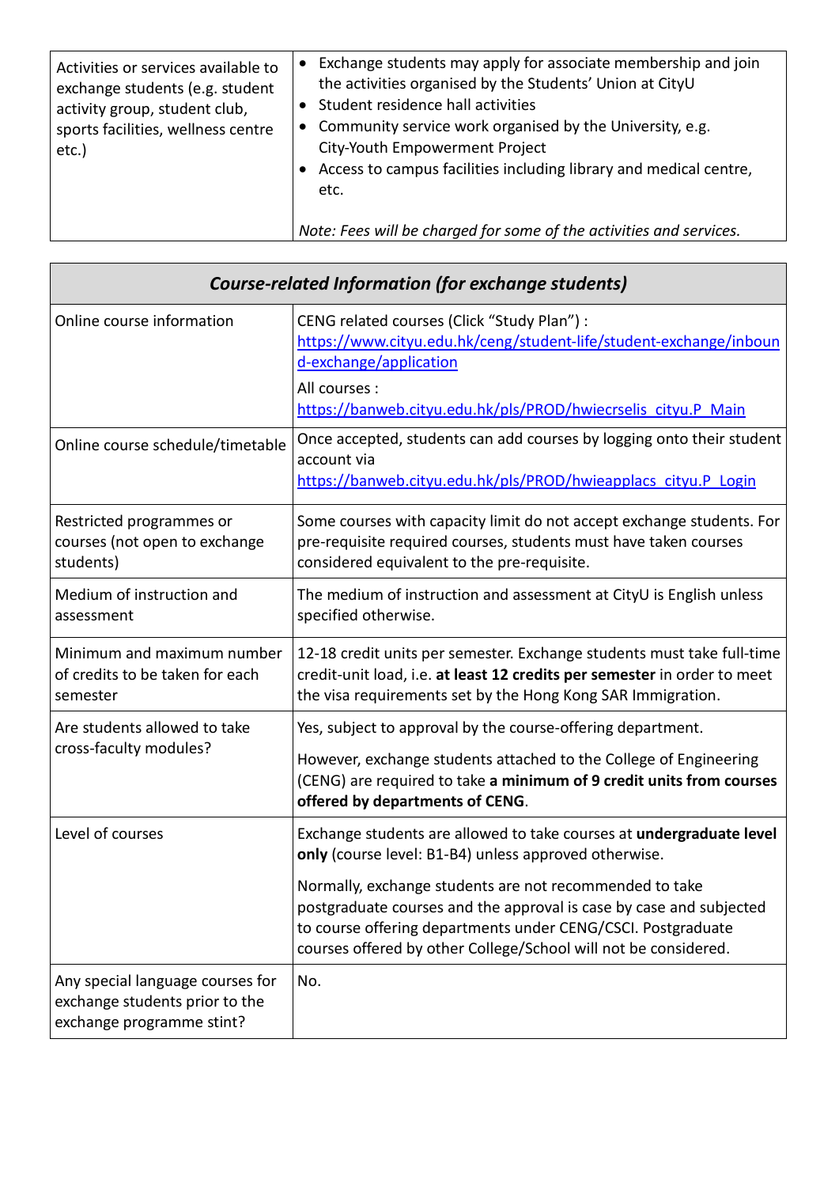| Activities or services available to exchange students (e.g. student activity group, student club, sports facilities, wellness centre etc.) | • Exchange students may apply for associate membership and join the activities organised by the Students' Union at CityU<br>• Student residence hall activities<br>• Community service work organised by the University, e.g. City-Youth Empowerment Project<br>• Access to campus facilities including library and medical centre, etc.<br><br>*Note: Fees will be charged for some of the activities and services.* |
|---|---|

| ***Course-related Information (for exchange students)*** | |
|---|---|
| Online course information | CENG related courses (Click "Study Plan") : [https://www.cityu.edu.hk/ceng/student-life/student-exchange/inbound-exchange/application](https://www.cityu.edu.hk/ceng/student-life/student-exchange/inbound-exchange/application)<br>All courses : [https://banweb.cityu.edu.hk/pls/PROD/hwiecrselis_cityu.P_Main](https://banweb.cityu.edu.hk/pls/PROD/hwiecrselis_cityu.P_Main) |
| Online course schedule/timetable | Once accepted, students can add courses by logging onto their student account via [https://banweb.cityu.edu.hk/pls/PROD/hwieapplacs_cityu.P_Login](https://banweb.cityu.edu.hk/pls/PROD/hwieapplacs_cityu.P_Login) |
| Restricted programmes or courses (not open to exchange students) | Some courses with capacity limit do not accept exchange students. For pre-requisite required courses, students must have taken courses considered equivalent to the pre-requisite. |
| Medium of instruction and assessment | The medium of instruction and assessment at CityU is English unless specified otherwise. |
| Minimum and maximum number of credits to be taken for each semester | 12-18 credit units per semester. Exchange students must take full-time credit-unit load, i.e. **at least 12 credits per semester** in order to meet the visa requirements set by the Hong Kong SAR Immigration. |
| Are students allowed to take cross-faculty modules? | Yes, subject to approval by the course-offering department.<br>However, exchange students attached to the College of Engineering (CENG) are required to take **a minimum of 9 credit units from courses offered by departments of CENG**. |
| Level of courses | Exchange students are allowed to take courses at **undergraduate level only** (course level: B1-B4) unless approved otherwise.<br>Normally, exchange students are not recommended to take postgraduate courses and the approval is case by case and subjected to course offering departments under CENG/CSCI. Postgraduate courses offered by other College/School will not be considered. |
| Any special language courses for exchange students prior to the exchange programme stint? | No. |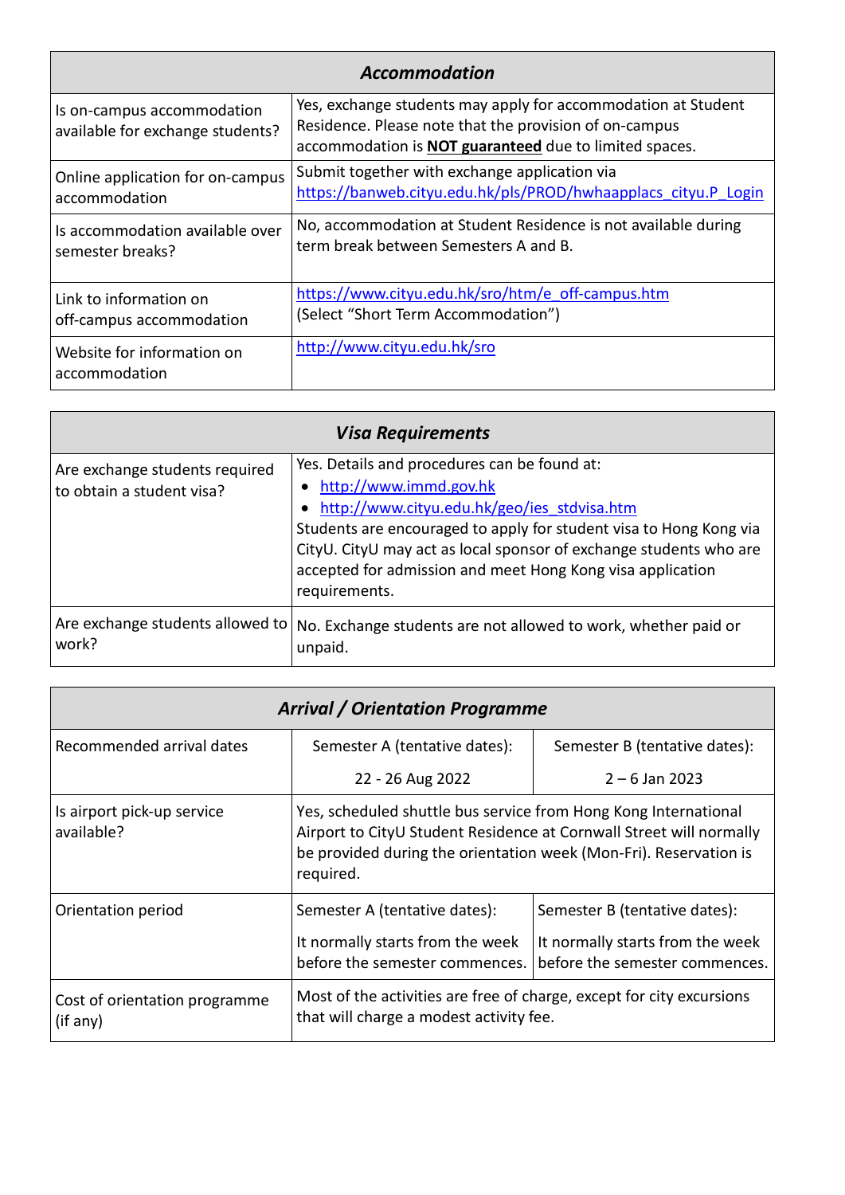| *Accommodation* | |
|---|---|
| Is on-campus accommodation available for exchange students? | Yes, exchange students may apply for accommodation at Student Residence. Please note that the provision of on-campus accommodation is **NOT guaranteed** due to limited spaces. |
| Online application for on-campus accommodation | Submit together with exchange application via https://banweb.cityu.edu.hk/pls/PROD/hwhaapplacs_cityu.P_Login |
| Is accommodation available over semester breaks? | No, accommodation at Student Residence is not available during term break between Semesters A and B. |
| Link to information on off-campus accommodation | https://www.cityu.edu.hk/sro/htm/e_off-campus.htm (Select "Short Term Accommodation") |
| Website for information on accommodation | http://www.cityu.edu.hk/sro |

| *Visa Requirements* | |
|---|---|
| Are exchange students required to obtain a student visa? | Yes. Details and procedures can be found at: <br>• http://www.immd.gov.hk <br>• http://www.cityu.edu.hk/geo/ies_stdvisa.htm <br>Students are encouraged to apply for student visa to Hong Kong via CityU. CityU may act as local sponsor of exchange students who are accepted for admission and meet Hong Kong visa application requirements. |
| Are exchange students allowed to work? | No. Exchange students are not allowed to work, whether paid or unpaid. |

| *Arrival / Orientation Programme* | | |
|---|---|---|
| Recommended arrival dates | Semester A (tentative dates): 22 - 26 Aug 2022 | Semester B (tentative dates): 2 – 6 Jan 2023 |
| Is airport pick-up service available? | Yes, scheduled shuttle bus service from Hong Kong International Airport to CityU Student Residence at Cornwall Street will normally be provided during the orientation week (Mon-Fri). Reservation is required. | |
| Orientation period | Semester A (tentative dates): It normally starts from the week before the semester commences. | Semester B (tentative dates): It normally starts from the week before the semester commences. |
| Cost of orientation programme (if any) | Most of the activities are free of charge, except for city excursions that will charge a modest activity fee. | |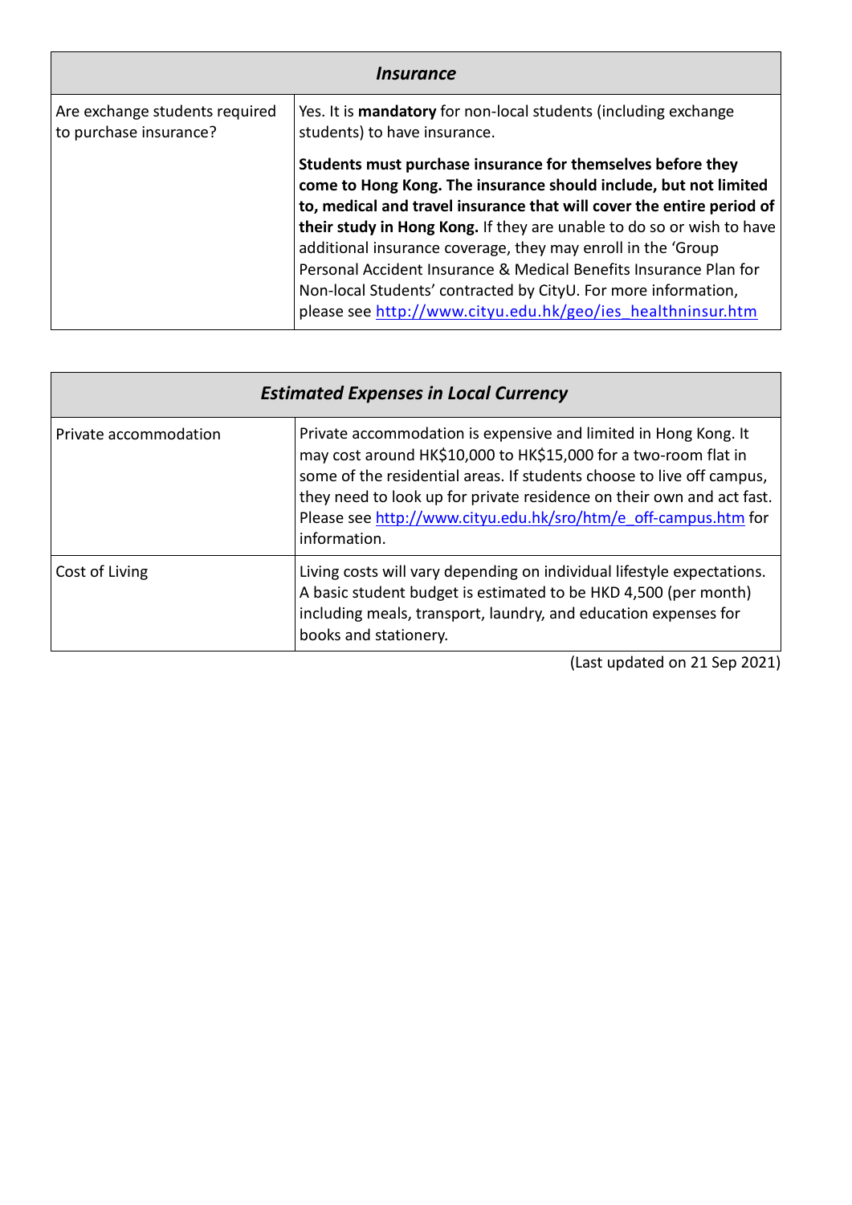| *Insurance* | |
|---|---|
| Are exchange students required to purchase insurance? | Yes. It is **mandatory** for non-local students (including exchange students) to have insurance.<br><br>**Students must purchase insurance for themselves before they come to Hong Kong. The insurance should include, but not limited to, medical and travel insurance that will cover the entire period of their study in Hong Kong.** If they are unable to do so or wish to have additional insurance coverage, they may enroll in the 'Group Personal Accident Insurance & Medical Benefits Insurance Plan for Non-local Students' contracted by CityU. For more information, please see http://www.cityu.edu.hk/geo/ies_healthninsur.htm |

| *Estimated Expenses in Local Currency* | |
|---|---|
| Private accommodation | Private accommodation is expensive and limited in Hong Kong. It may cost around HK$10,000 to HK$15,000 for a two-room flat in some of the residential areas. If students choose to live off campus, they need to look up for private residence on their own and act fast. Please see http://www.cityu.edu.hk/sro/htm/e_off-campus.htm for information. |
| Cost of Living | Living costs will vary depending on individual lifestyle expectations. A basic student budget is estimated to be HKD 4,500 (per month) including meals, transport, laundry, and education expenses for books and stationery. |

(Last updated on 21 Sep 2021)